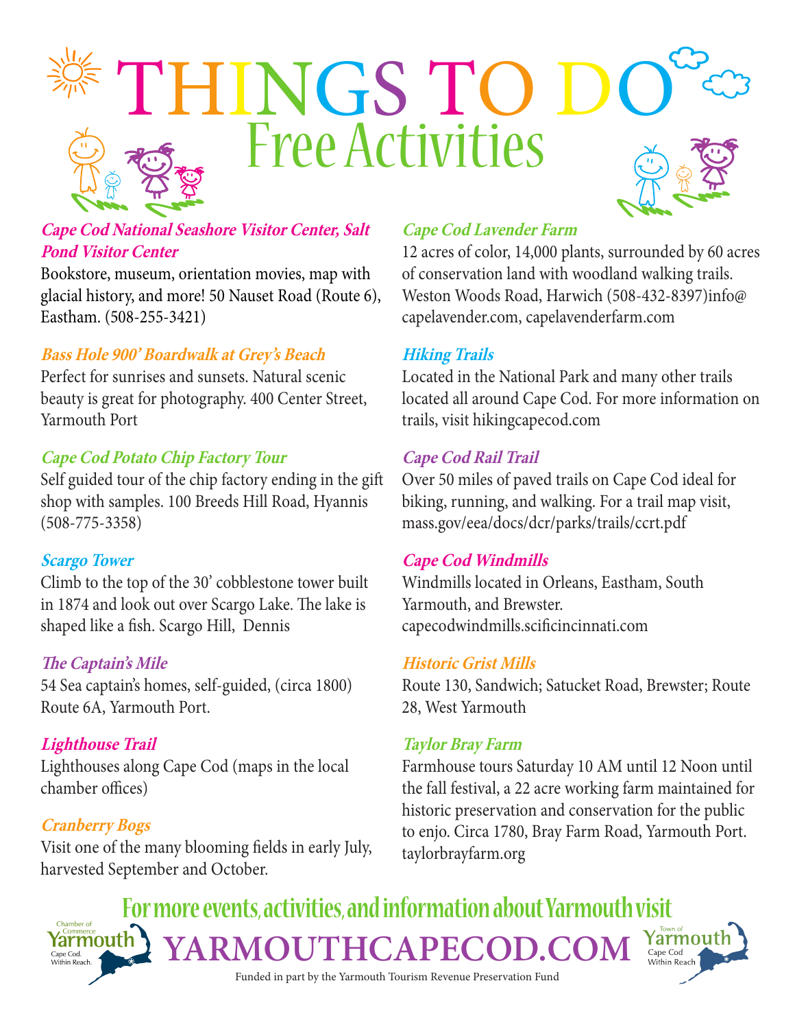# THINGS TO DO

## Free Activities

### *Cape Cod National Seashore Visitor Center, Salt Pond Visitor Center*

Bookstore, museum, orientation movies, map with glacial history, and more! 50 Nauset Road (Route 6), Eastham. (508-255-3421)

### *Bass Hole 900' Boardwalk at Grey's Beach*

Perfect for sunrises and sunsets. Natural scenic beauty is great for photography. 400 Center Street, Yarmouth Port

### *Cape Cod Potato Chip Factory Tour*

Self guided tour of the chip factory ending in the gift shop with samples. 100 Breeds Hill Road, Hyannis (508-775-3358)

### *Scargo Tower*

Climb to the top of the 30' cobblestone tower built in 1874 and look out over Scargo Lake. The lake is shaped like a fish. Scargo Hill, Dennis

### *The Captain's Mile*

54 Sea captain's homes, self-guided, (circa 1800) Route 6A, Yarmouth Port.

### *Lighthouse Trail*

Lighthouses along Cape Cod (maps in the local chamber offices)

### *Cranberry Bogs*

Visit one of the many blooming fields in early July, harvested September and October.

### *Cape Cod Lavender Farm*

12 acres of color, 14,000 plants, surrounded by 60 acres of conservation land with woodland walking trails. Weston Woods Road, Harwich (508-432-8397)info@capelavender.com, capelavenderfarm.com

### *Hiking Trails*

Located in the National Park and many other trails located all around Cape Cod. For more information on trails, visit hikingcapecod.com

### *Cape Cod Rail Trail*

Over 50 miles of paved trails on Cape Cod ideal for biking, running, and walking. For a trail map visit, mass.gov/eea/docs/dcr/parks/trails/ccrt.pdf

### *Cape Cod Windmills*

Windmills located in Orleans, Eastham, South Yarmouth, and Brewster. capecodwindmills.scificincinnati.com

### *Historic Grist Mills*

Route 130, Sandwich; Satucket Road, Brewster; Route 28, West Yarmouth

### *Taylor Bray Farm*

Farmhouse tours Saturday 10 AM until 12 Noon until the fall festival, a 22 acre working farm maintained for historic preservation and conservation for the public to enjo. Circa 1780, Bray Farm Road, Yarmouth Port. taylorbrayfarm.org

**For more events, activities, and information about Yarmouth visit**

**YARMOUTHCAPECOD.COM**

Chamber of Commerce Yarmouth Cape Cod. Within Reach.

Town of Yarmouth Cape Cod Within Reach

Funded in part by the Yarmouth Tourism Revenue Preservation Fund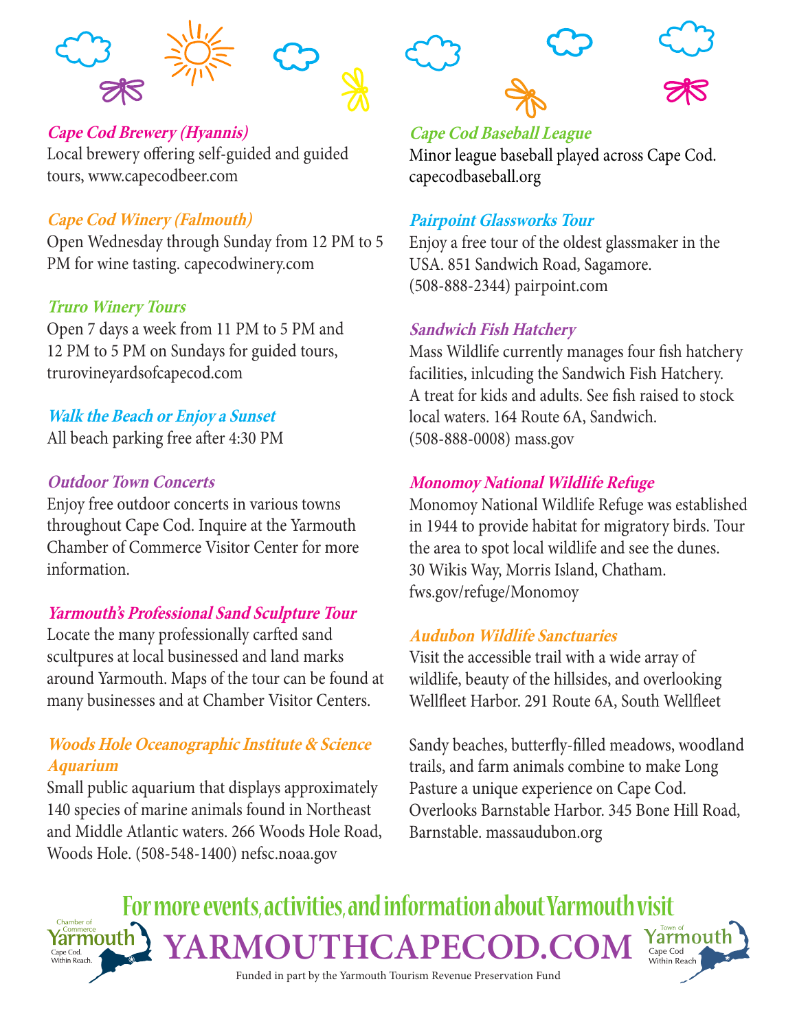***Cape Cod Brewery (Hyannis)***
Local brewery offering self-guided and guided tours, www.capecodbeer.com

***Cape Cod Winery (Falmouth)***
Open Wednesday through Sunday from 12 PM to 5 PM for wine tasting. capecodwinery.com

***Truro Winery Tours***
Open 7 days a week from 11 PM to 5 PM and 12 PM to 5 PM on Sundays for guided tours, trurovineyardsofcapecod.com

***Walk the Beach or Enjoy a Sunset***
All beach parking free after 4:30 PM

***Outdoor Town Concerts***
Enjoy free outdoor concerts in various towns throughout Cape Cod. Inquire at the Yarmouth Chamber of Commerce Visitor Center for more information.

***Yarmouth's Professional Sand Sculpture Tour***
Locate the many professionally carfted sand scultpures at local businessed and land marks around Yarmouth. Maps of the tour can be found at many businesses and at Chamber Visitor Centers.

***Woods Hole Oceanographic Institute & Science Aquarium***
Small public aquarium that displays approximately 140 species of marine animals found in Northeast and Middle Atlantic waters. 266 Woods Hole Road, Woods Hole. (508-548-1400) nefsc.noaa.gov

***Cape Cod Baseball League***
Minor league baseball played across Cape Cod. capecodbaseball.org

***Pairpoint Glassworks Tour***
Enjoy a free tour of the oldest glassmaker in the USA. 851 Sandwich Road, Sagamore. (508-888-2344) pairpoint.com

***Sandwich Fish Hatchery***
Mass Wildlife currently manages four fish hatchery facilities, inlcuding the Sandwich Fish Hatchery. A treat for kids and adults. See fish raised to stock local waters. 164 Route 6A, Sandwich. (508-888-0008) mass.gov

***Monomoy National Wildlife Refuge***
Monomoy National Wildlife Refuge was established in 1944 to provide habitat for migratory birds. Tour the area to spot local wildlife and see the dunes. 30 Wikis Way, Morris Island, Chatham. fws.gov/refuge/Monomoy

***Audubon Wildlife Sanctuaries***
Visit the accessible trail with a wide array of wildlife, beauty of the hillsides, and overlooking Wellfleet Harbor. 291 Route 6A, South Wellfleet

Sandy beaches, butterfly-filled meadows, woodland trails, and farm animals combine to make Long Pasture a unique experience on Cape Cod. Overlooks Barnstable Harbor. 345 Bone Hill Road, Barnstable. massaudubon.org

**For more events, activities, and information about Yarmouth visit**

**YARMOUTHCAPECOD.COM**

Chamber of Commerce Yarmouth Cape Cod. Within Reach.

Town of Yarmouth Cape Cod Within Reach

Funded in part by the Yarmouth Tourism Revenue Preservation Fund